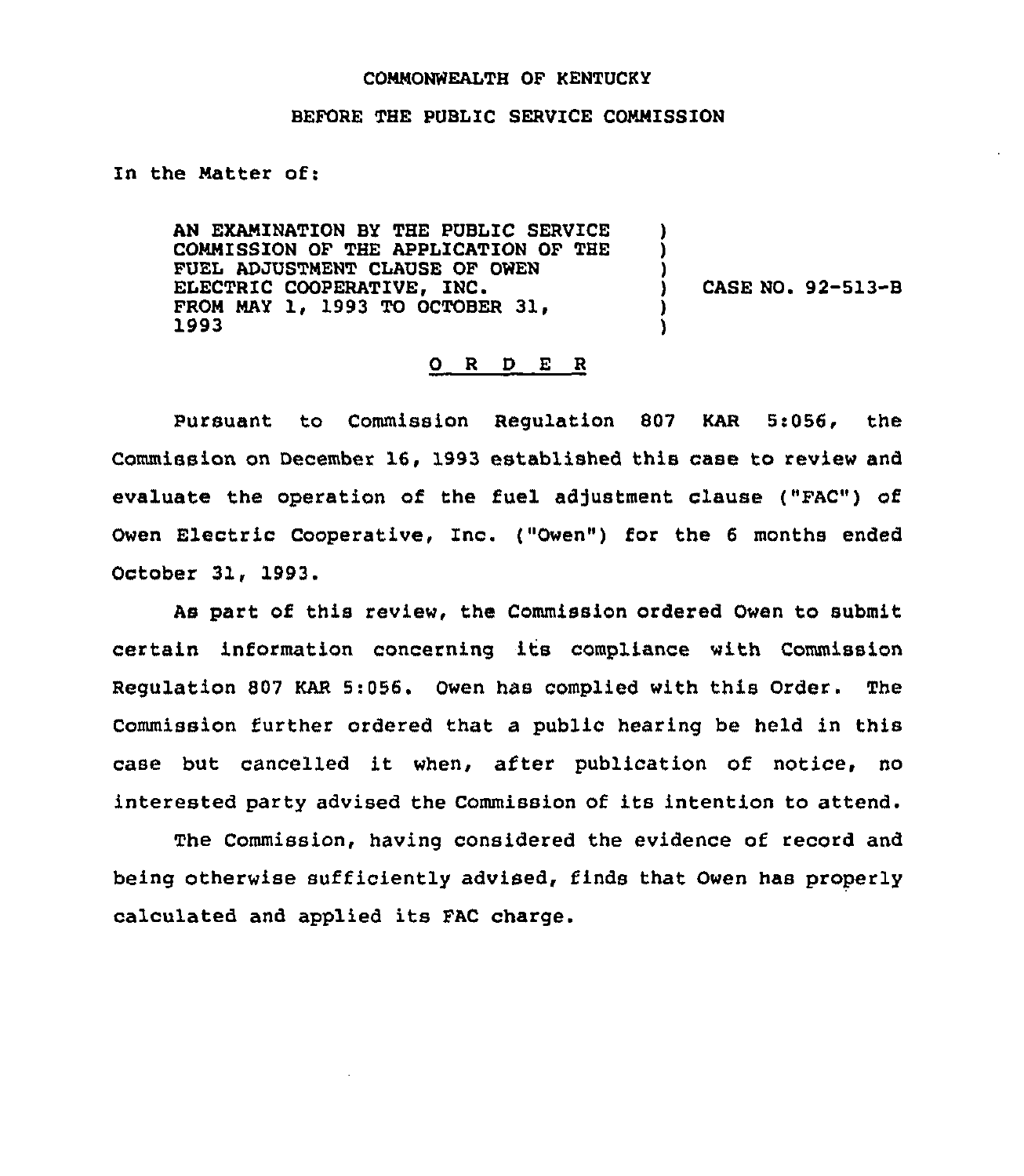COMMONWEALTH OF KENTUCKY

BEFORE THE PUBLIC SERVICE COMMISSION

In the Matter of:

| | | |
|---|---|---|
| AN EXAMINATION BY THE PUBLIC SERVICE COMMISSION OF THE APPLICATION OF THE FUEL ADJUSTMENT CLAUSE OF OWEN ELECTRIC COOPERATIVE, INC. FROM MAY 1, 1993 TO OCTOBER 31, 1993 | ) | CASE NO. 92-513-B |

O R D E R

Pursuant to Commission Regulation 807 KAR 5:056, the Commission on December 16, 1993 established this case to review and evaluate the operation of the fuel adjustment clause ("FAC") of Owen Electric Cooperative, Inc. ("Owen") for the 6 months ended October 31, 1993.

As part of this review, the Commission ordered Owen to submit certain information concerning its compliance with Commission Regulation 807 KAR 5:056. Owen has complied with this Order. The Commission further ordered that a public hearing be held in this case but cancelled it when, after publication of notice, no interested party advised the Commission of its intention to attend.

The Commission, having considered the evidence of record and being otherwise sufficiently advised, finds that Owen has properly calculated and applied its FAC charge.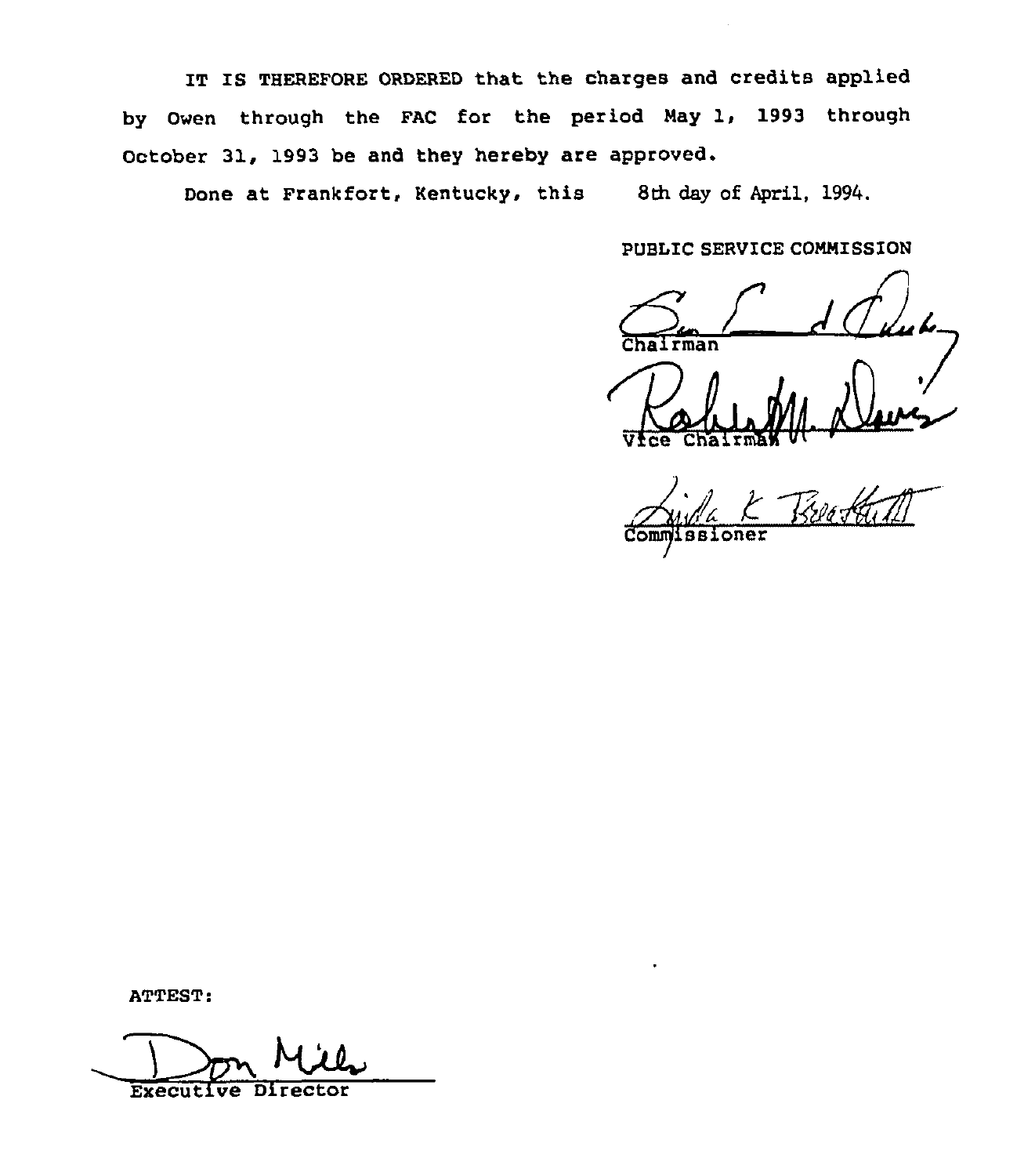IT IS THEREFORE ORDERED that the charges and credits applied by Owen through the FAC for the period May 1, 1993 through October 31, 1993 be and they hereby are approved.

Done at Frankfort, Kentucky, this 8th day of April, 1994.

PUBLIC SERVICE COMMISSION

Chairman

Vice Chairman

Commissioner

ATTEST:

Executive Director